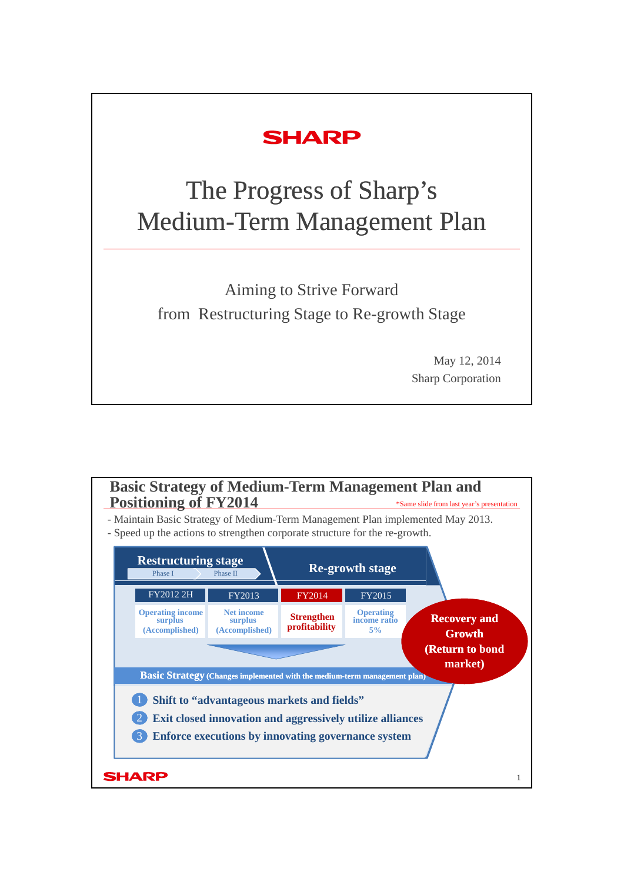SHARP

# The Progress of Sharp's Medium-Term Management Plan

Aiming to Strive Forward
from Restructuring Stage to Re-growth Stage

May 12, 2014
Sharp Corporation

---

## Basic Strategy of Medium-Term Management Plan and Positioning of FY2014

*Same slide from last year's presentation

- Maintain Basic Strategy of Medium-Term Management Plan implemented May 2013.
- Speed up the actions to strengthen corporate structure for the re-growth.

| Restructuring stage (Phase I) | Restructuring stage (Phase II) | Re-growth stage | |
|---|---|---|---|
| FY2012 2H | FY2013 | FY2014 | FY2015 |
| Operating income surplus (Accomplished) | Net income surplus (Accomplished) | Strengthen profitability | Operating income ratio 5% |

**Recovery and Growth (Return to bond market)**

**Basic Strategy** (Changes implemented with the medium-term management plan)

1. Shift to "advantageous markets and fields"
2. Exit closed innovation and aggressively utilize alliances
3. Enforce executions by innovating governance system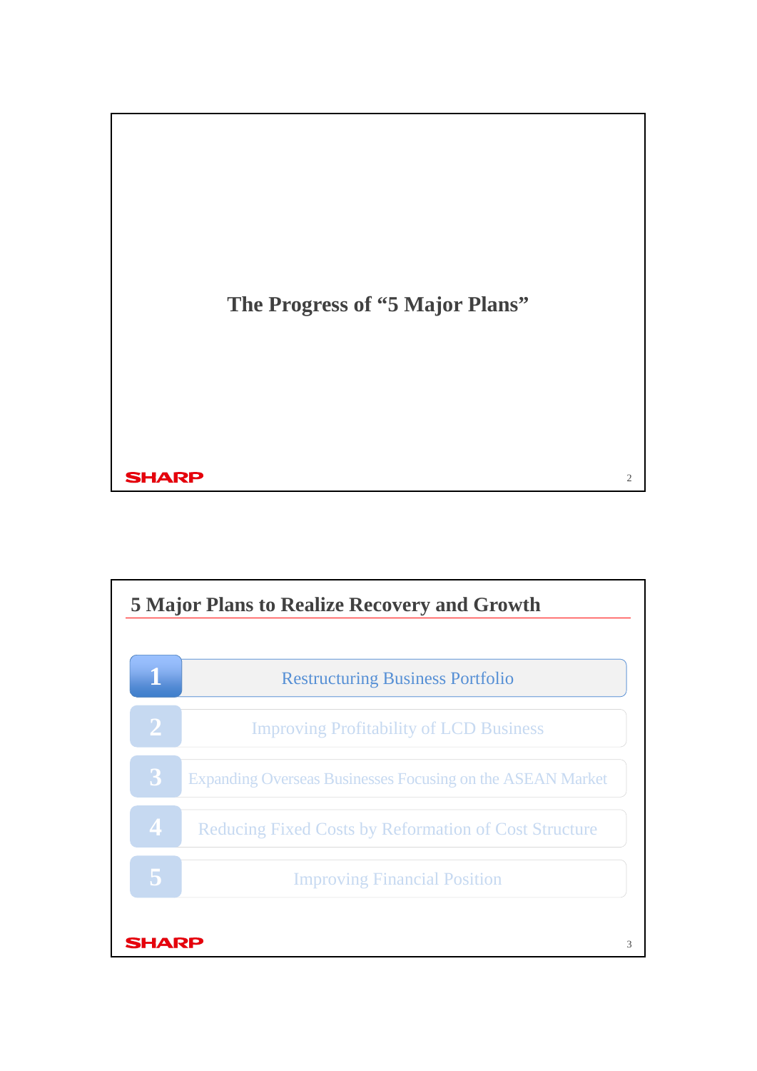# The Progress of “5 Major Plans”

## 5 Major Plans to Realize Recovery and Growth

1. Restructuring Business Portfolio
2. Improving Profitability of LCD Business
3. Expanding Overseas Businesses Focusing on the ASEAN Market
4. Reducing Fixed Costs by Reformation of Cost Structure
5. Improving Financial Position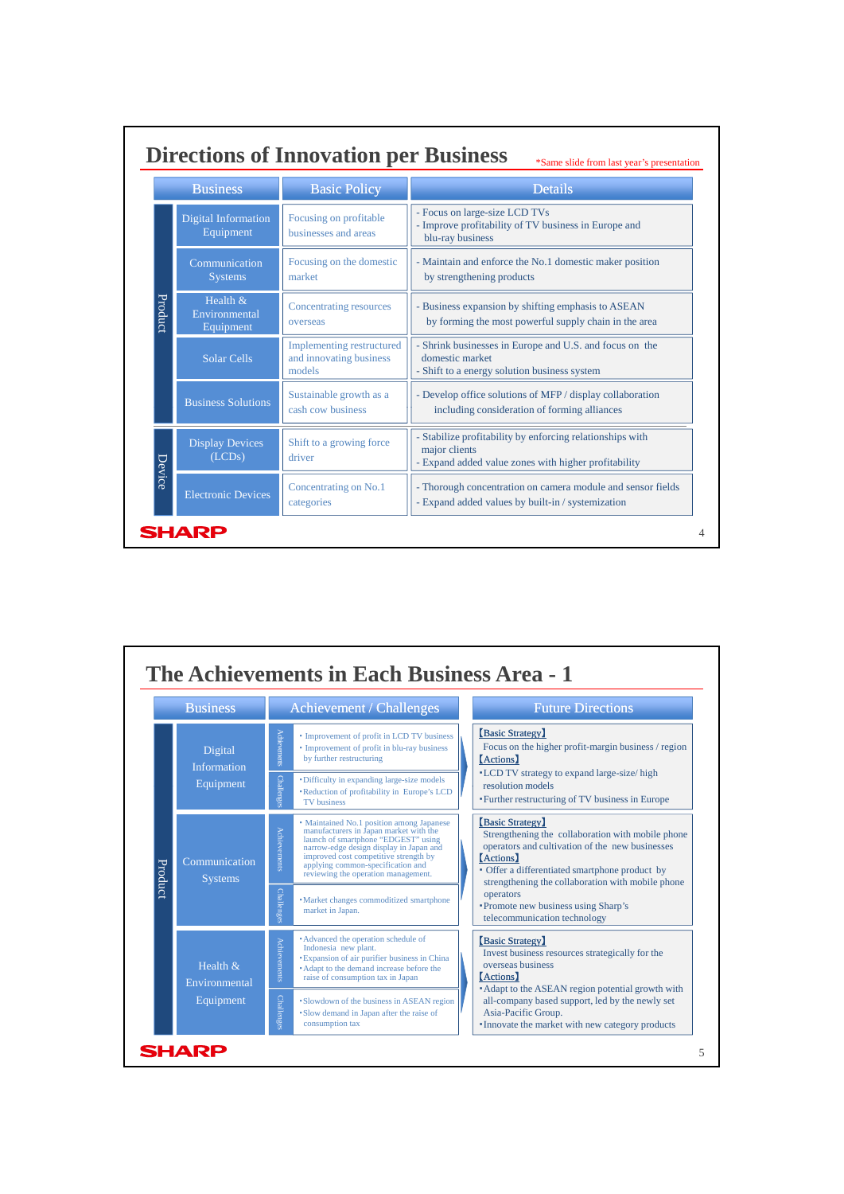## Directions of Innovation per Business

*Same slide from last year's presentation

| | Business | Basic Policy | Details |
|---|---|---|---|
| Product | Digital Information Equipment | Focusing on profitable businesses and areas | - Focus on large-size LCD TVs<br>- Improve profitability of TV business in Europe and blu-ray business |
| Product | Communication Systems | Focusing on the domestic market | - Maintain and enforce the No.1 domestic maker position by strengthening products |
| Product | Health & Environmental Equipment | Concentrating resources overseas | - Business expansion by shifting emphasis to ASEAN by forming the most powerful supply chain in the area |
| Product | Solar Cells | Implementing restructured and innovating business models | - Shrink businesses in Europe and U.S. and focus on the domestic market<br>- Shift to a energy solution business system |
| Product | Business Solutions | Sustainable growth as a cash cow business | - Develop office solutions of MFP / display collaboration including consideration of forming alliances |
| Device | Display Devices (LCDs) | Shift to a growing force driver | - Stabilize profitability by enforcing relationships with major clients<br>- Expand added value zones with higher profitability |
| Device | Electronic Devices | Concentrating on No.1 categories | - Thorough concentration on camera module and sensor fields<br>- Expand added values by built-in / systemization |

## The Achievements in Each Business Area - 1

| | Business | | Achievement / Challenges | Future Directions |
|---|---|---|---|---|
| Product | Digital Information Equipment | Achievements | • Improvement of profit in LCD TV business<br>• Improvement of profit in blu-ray business by further restructuring | 【Basic Strategy】<br>Focus on the higher profit-margin business / region<br>【Actions】<br>•LCD TV strategy to expand large-size/ high resolution models<br>•Further restructuring of TV business in Europe |
| | | Challenges | •Difficulty in expanding large-size models<br>•Reduction of profitability in Europe's LCD TV business | |
| Product | Communication Systems | Achievements | • Maintained No.1 position among Japanese manufacturers in Japan market with the launch of smartphone "EDGEST" using narrow-edge design display in Japan and improved cost competitive strength by applying common-specification and reviewing the operation management. | 【Basic Strategy】<br>Strengthening the collaboration with mobile phone operators and cultivation of the new businesses<br>【Actions】<br>• Offer a differentiated smartphone product by strengthening the collaboration with mobile phone operators<br>•Promote new business using Sharp's telecommunication technology |
| | | Challenges | •Market changes commoditized smartphone market in Japan. | |
| Product | Health & Environmental Equipment | Achievements | •Advanced the operation schedule of Indonesia new plant.<br>•Expansion of air purifier business in China<br>•Adapt to the demand increase before the raise of consumption tax in Japan | 【Basic Strategy】<br>Invest business resources strategically for the overseas business<br>【Actions】<br>•Adapt to the ASEAN region potential growth with all-company based support, led by the newly set Asia-Pacific Group.<br>•Innovate the market with new category products |
| | | Challenges | •Slowdown of the business in ASEAN region<br>•Slow demand in Japan after the raise of consumption tax | |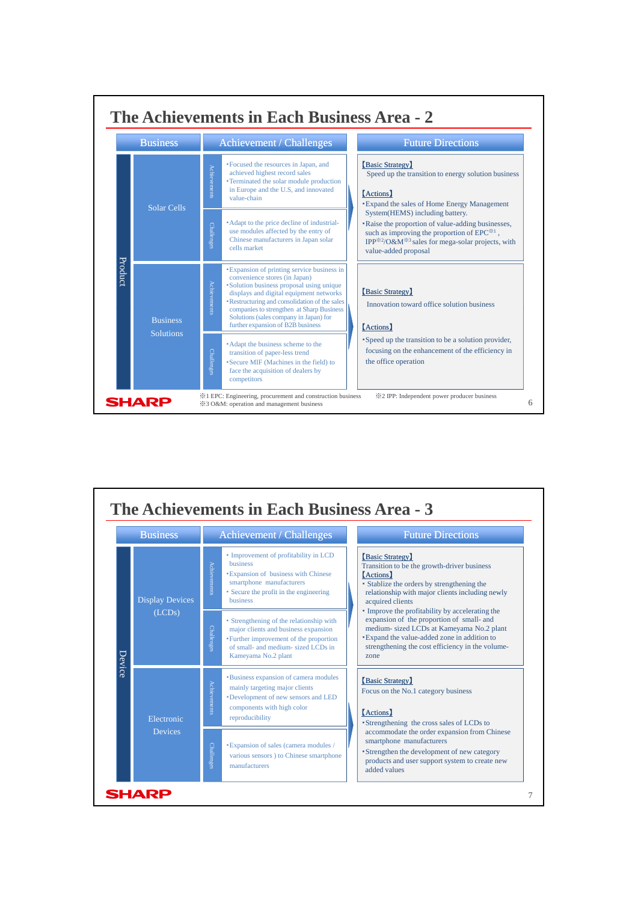# The Achievements in Each Business Area - 2

| | Business | | Achievement / Challenges | Future Directions |
|---|---|---|---|---|
| Product | Solar Cells | Achievements | ・Focused the resources in Japan, and achieved highest record sales<br>・Terminated the solar module production in Europe and the U.S, and innovated value-chain | 【Basic Strategy】<br>Speed up the transition to energy solution business<br><br>【Actions】<br>・Expand the sales of Home Energy Management System(HEMS) including battery.<br>・Raise the proportion of value-adding businesses, such as improving the proportion of EPC※1 , IPP※2/O&M※3 sales for mega-solar projects, with value-added proposal |
| | | Challenges | ・Adapt to the price decline of industrial-use modules affected by the entry of Chinese manufacturers in Japan solar cells market | |
| | Business Solutions | Achievements | ・Expansion of printing service business in convenience stores (in Japan)<br>・Solution business proposal using unique displays and digital equipment networks<br>・Restructuring and consolidation of the sales companies to strengthen at Sharp Business Solutions (sales company in Japan) for further expansion of B2B business | 【Basic Strategy】<br>Innovation toward office solution business<br><br>【Actions】<br>・Speed up the transition to be a solution provider, focusing on the enhancement of the efficiency in the office operation |
| | | Challenges | ・Adapt to the business scheme to the transition of paper-less trend<br>・Secure MIF (Machines in the field) to face the acquisition of dealers by competitors | |

※1 EPC: Engineering, procurement and construction business
※2 IPP: Independent power producer business
※3 O&M: operation and management business

# The Achievements in Each Business Area - 3

| | Business | | Achievement / Challenges | Future Directions |
|---|---|---|---|---|
| Device | Display Devices (LCDs) | Achievements | ・Improvement of profitability in LCD business<br>・Expansion of business with Chinese smartphone manufacturers<br>・Secure the profit in the engineering business | 【Basic Strategy】<br>Transition to be the growth-driver business<br>【Actions】<br>・Stablize the orders by strengthening the relationship with major clients including newly acquired clients<br>・Improve the profitability by accelerating the expansion of the proportion of small- and medium- sized LCDs at Kameyama No.2 plant<br>・Expand the value-added zone in addition to strengthening the cost efficiency in the volume-zone |
| | | Challenges | ・Strengthening of the relationship with major clients and business expansion<br>・Further improvement of the proportion of small- and medium- sized LCDs in Kameyama No.2 plant | |
| | Electronic Devices | Achievements | ・Business expansion of camera modules mainly targeting major clients<br>・Development of new sensors and LED components with high color reproducibility | 【Basic Strategy】<br>Focus on the No.1 category business<br><br>【Actions】<br>・Strengthening the cross sales of LCDs to accommodate the order expansion from Chinese smartphone manufacturers<br>・Strengthen the development of new category products and user support system to create new added values |
| | | Challenges | ・Expansion of sales (camera modules / various sensors ) to Chinese smartphone manufacturers | |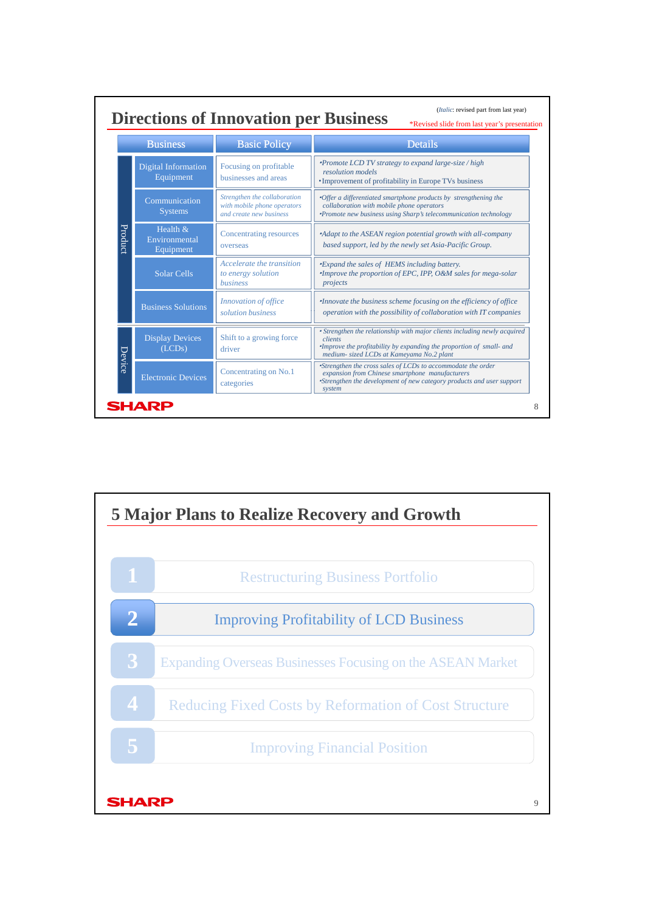## Directions of Innovation per Business

(*Italic*: revised part from last year)

*Revised slide from last year's presentation

| | Business | Basic Policy | Details |
|---|---|---|---|
| Product | Digital Information Equipment | Focusing on profitable businesses and areas | *•Promote LCD TV strategy to expand large-size / high resolution models*<br>•Improvement of profitability in Europe TVs business |
| | Communication Systems | *Strengthen the collaboration with mobile phone operators and create new business* | *•Offer a differentiated smartphone products by strengthening the collaboration with mobile phone operators*<br>*•Promote new business using Sharp's telecommunication technology* |
| | Health & Environmental Equipment | Concentrating resources overseas | *•Adapt to the ASEAN region potential growth with all-company based support, led by the newly set Asia-Pacific Group.* |
| | Solar Cells | *Accelerate the transition to energy solution business* | *•Expand the sales of HEMS including battery.*<br>*•Improve the proportion of EPC, IPP, O&M sales for mega-solar projects* |
| | Business Solutions | *Innovation of office solution business* | *•Innovate the business scheme focusing on the efficiency of office operation with the possibility of collaboration with IT companies* |
| Device | Display Devices (LCDs) | Shift to a growing force driver | *• Strengthen the relationship with major clients including newly acquired clients*<br>*•Improve the profitability by expanding the proportion of small- and medium- sized LCDs at Kameyama No.2 plant* |
| | Electronic Devices | Concentrating on No.1 categories | *•Strengthen the cross sales of LCDs to accommodate the order expansion from Chinese smartphone manufacturers*<br>*•Strengthen the development of new category products and user support system* |

## 5 Major Plans to Realize Recovery and Growth

1. Restructuring Business Portfolio
2. **Improving Profitability of LCD Business**
3. Expanding Overseas Businesses Focusing on the ASEAN Market
4. Reducing Fixed Costs by Reformation of Cost Structure
5. Improving Financial Position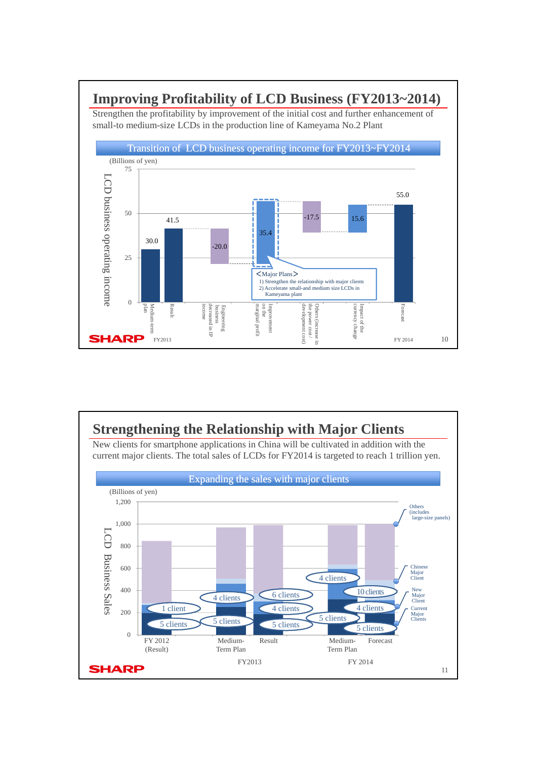# Improving Profitability of LCD Business (FY2013~2014)

Strengthen the profitability by improvement of the initial cost and further enhancement of small-to medium-size LCDs in the production line of Kameyama No.2 Plant

## Transition of LCD business operating income for FY2013~FY2014

(Billions of yen)

LCD business operating income

| | Item | Value |
|---|---|---|
| FY2013 | Medium-term plan | 30.0 |
| FY2013 | Result | 41.5 |
| | Engineering business decreased in IP income | -20.0 |
| | Improvement on the marginal profit | 35.4 |
| | Others (increase in the power cost / development cost) | -17.5 |
| | Impact of the currency change | 15.6 |
| FY 2014 | Forecast | 55.0 |

＜Major Plans＞
1) Strengthen the relationship with major clients
2) Accelerate small-and medium size LCDs in Kameyama plant

# Strengthening the Relationship with Major Clients

New clients for smartphone applications in China will be cultivated in addition with the current major clients. The total sales of LCDs for FY2014 is targeted to reach 1 trillion yen.

## Expanding the sales with major clients

(Billions of yen)

LCD Business Sales

| | FY 2012 (Result) | FY2013 Medium-Term Plan | FY2013 Result | FY 2014 Medium-Term Plan | FY 2014 Forecast |
|---|---|---|---|---|---|
| Current Major Clients | 5 clients | 5 clients | 5 clients | 5 clients | 5 clients |
| New Major Client | 1 client | 4 clients | 4 clients | 4 clients | 4 clients |
| Chinese Major Client | | | 6 clients | | 10 clients |
| Others (includes large-size panels) | | | | | |

Additional label: 4 clients (FY 2014 Medium-Term Plan)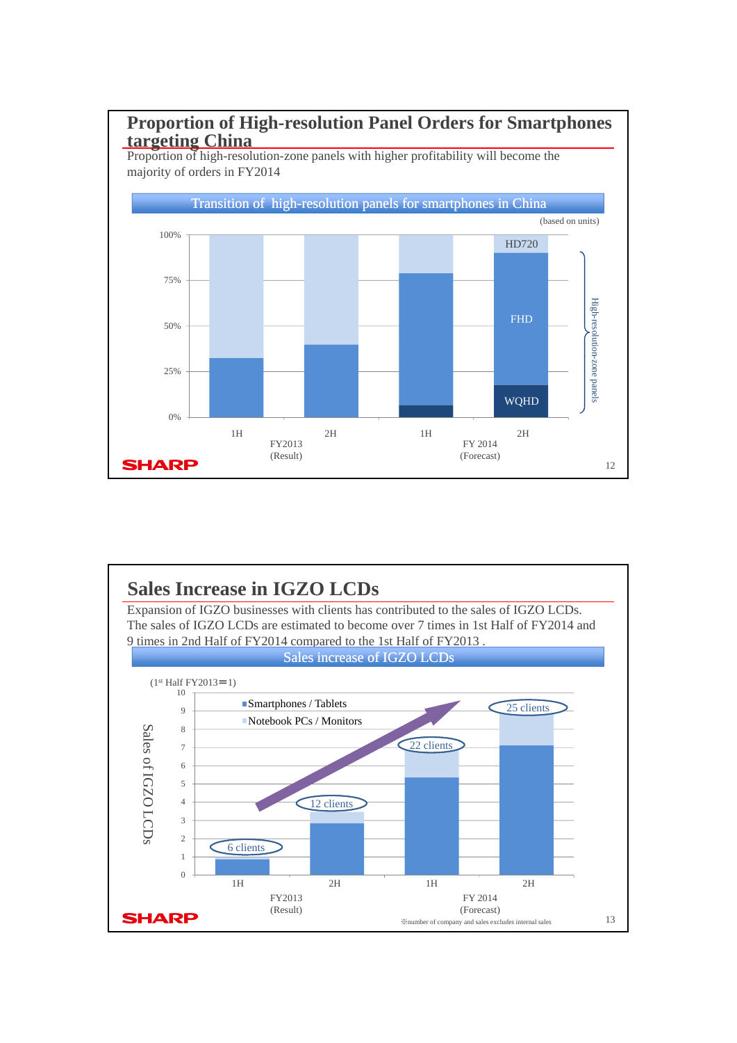## Proportion of High-resolution Panel Orders for Smartphones targeting China

Proportion of high-resolution-zone panels with higher profitability will become the majority of orders in FY2014

**Transition of high-resolution panels for smartphones in China**

(based on units)

100%
75%
50%
25%
0%

HD720
FHD
WQHD

High-resolution-zone panels

1H 2H 1H 2H

FY2013 (Result)

FY 2014 (Forecast)

## Sales Increase in IGZO LCDs

Expansion of IGZO businesses with clients has contributed to the sales of IGZO LCDs.
The sales of IGZO LCDs are estimated to become over 7 times in 1st Half of FY2014 and 9 times in 2nd Half of FY2014 compared to the 1st Half of FY2013 .

**Sales increase of IGZO LCDs**

(1st Half FY2013＝1)

Sales of IGZO LCDs

10
9
8
7
6
5
4
3
2
1
0

■ Smartphones / Tablets
■ Notebook PCs / Monitors

6 clients
12 clients
22 clients
25 clients

1H 2H 1H 2H

FY2013 (Result)

FY 2014 (Forecast)

※number of company and sales excludes internal sales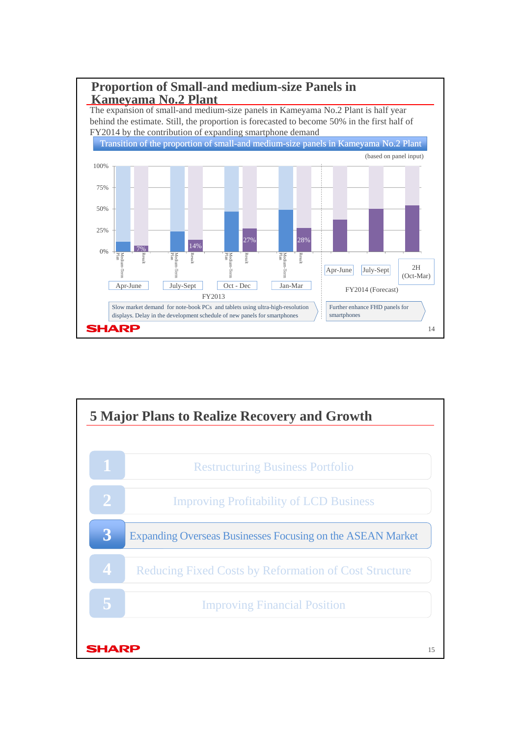## Proportion of Small-and medium-size Panels in Kameyama No.2 Plant

The expansion of small-and medium-size panels in Kameyama No.2 Plant is half year behind the estimate. Still, the proportion is forecasted to become 50% in the first half of FY2014 by the contribution of expanding smartphone demand

**Transition of the proportion of small-and medium-size panels in Kameyama No.2 Plant**

(based on panel input)

| Period | Medium-Term Plan | Result |
|---|---|---|
| FY2013 Apr-June | | 7% |
| FY2013 July-Sept | | 14% |
| FY2013 Oct - Dec | | 27% |
| FY2013 Jan-Mar | | 28% |
| FY2014 (Forecast) Apr-June | | |
| FY2014 (Forecast) July-Sept | | |
| FY2014 (Forecast) 2H (Oct-Mar) | | |

FY2013: Slow market demand for note-book PCs and tablets using ultra-high-resolution displays. Delay in the development schedule of new panels for smartphones

FY2014 (Forecast): Further enhance FHD panels for smartphones

## 5 Major Plans to Realize Recovery and Growth

1. Restructuring Business Portfolio
2. Improving Profitability of LCD Business
3. **Expanding Overseas Businesses Focusing on the ASEAN Market**
4. Reducing Fixed Costs by Reformation of Cost Structure
5. Improving Financial Position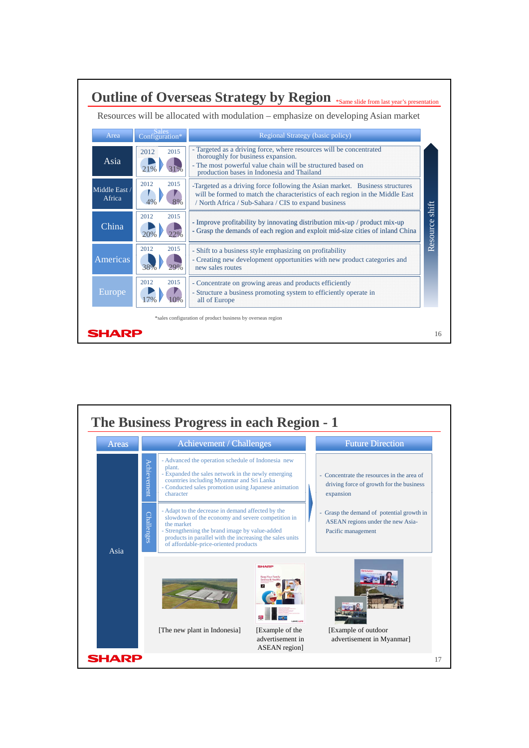## Outline of Overseas Strategy by Region

*Same slide from last year's presentation

Resources will be allocated with modulation – emphasize on developing Asian market

| Area | Sales Configuration* 2012 | Sales Configuration* 2015 | Regional Strategy (basic policy) |
|---|---|---|---|
| Asia | 21% | 31% | - Targeted as a driving force, where resources will be concentrated thoroughly for business expansion.<br>- The most powerful value chain will be structured based on production bases in Indonesia and Thailand |
| Middle East / Africa | 4% | 8% | -Targeted as a driving force following the Asian market. Business structures will be formed to match the characteristics of each region in the Middle East / North Africa / Sub-Sahara / CIS to expand business |
| China | 20% | 22% | - Improve profitability by innovating distribution mix-up / product mix-up<br>- Grasp the demands of each region and exploit mid-size cities of inland China |
| Americas | 38% | 29% | - Shift to a business style emphasizing on profitability<br>- Creating new development opportunities with new product categories and new sales routes |
| Europe | 17% | 10% | - Concentrate on growing areas and products efficiently<br>- Structure a business promoting system to efficiently operate in all of Europe |

Resource shift

*sales configuration of product business by overseas region

## The Business Progress in each Region - 1

| Areas | | Achievement / Challenges | Future Direction |
|---|---|---|---|
| Asia | Achievement | - Advanced the operation schedule of Indonesia new plant.<br>- Expanded the sales network in the newly emerging countries including Myanmar and Sri Lanka<br>- Conducted sales promotion using Japanese animation character | - Concentrate the resources in the area of driving force of growth for the business expansion<br>- Grasp the demand of potential growth in ASEAN regions under the new Asia-Pacific management |
| | Challenges | - Adapt to the decrease in demand affected by the slowdown of the economy and severe competition in the market<br>- Strengthening the brand image by value-added products in parallel with the increasing the sales units of affordable-price-oriented products | |

[The new plant in Indonesia]

[Example of the advertisement in ASEAN region]

[Example of outdoor advertisement in Myanmar]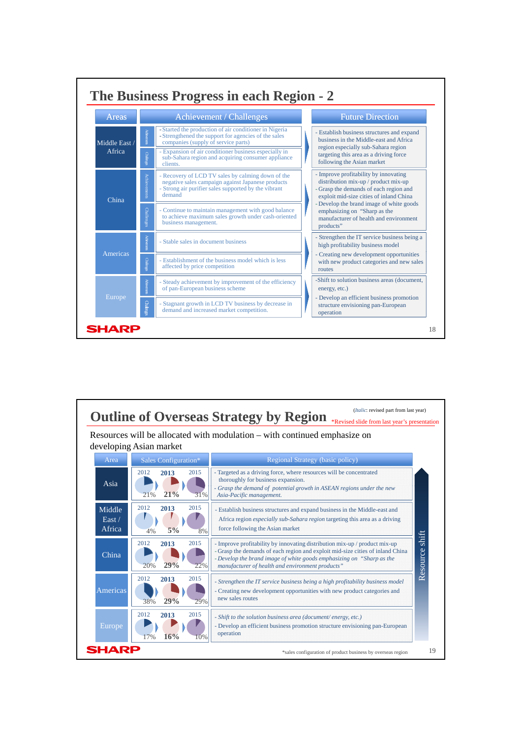## The Business Progress in each Region - 2

| Areas | | Achievement / Challenges | Future Direction |
|---|---|---|---|
| Middle East / Africa | Achievements | - Started the production of air conditioner in Nigeria<br>- Strengthened the support for agencies of the sales companies (supply of service parts) | - Establish business structures and expand business in the Middle-east and Africa region especially sub-Sahara region targeting this area as a driving force following the Asian market |
| | Challenges | - Expansion of air conditioner business especially in sub-Sahara region and acquiring consumer appliance clients. | |
| China | Achievements | - Recovery of LCD TV sales by calming down of the negative sales campaign against Japanese products<br>- Strong air purifier sales supported by the vibrant demand | - Improve profitability by innovating distribution mix-up / product mix-up<br>- Grasp the demands of each region and exploit mid-size cities of inland China<br>- Develop the brand image of white goods emphasizing on "Sharp as the manufacturer of health and environment products" |
| | Challenges | - Continue to maintain management with good balance to achieve maximum sales growth under cash-oriented business management. | |
| Americas | Achievements | - Stable sales in document business | - Strengthen the IT service business being a high profitability business model<br>- Creating new development opportunities with new product categories and new sales routes |
| | Challenges | - Establishment of the business model which is less affected by price competition | |
| Europe | Achievements | - Steady achievement by improvement of the efficiency of pan-European business scheme | -Shift to solution business areas (document, energy, etc.)<br>- Develop an efficient business promotion structure envisioning pan-European operation |
| | Challenges | - Stagnant growth in LCD TV business by decrease in demand and increased market competition. | |

SHARP

## Outline of Overseas Strategy by Region

(*Italic*: revised part from last year)
*Revised slide from last year's presentation

Resources will be allocated with modulation – with continued emphasize on developing Asian market

| Area | Sales Configuration* 2012 | 2013 | 2015 | Regional Strategy (basic policy) |
|---|---|---|---|---|
| Asia | 21% | 21% | 31% | - Targeted as a driving force, where resources will be concentrated thoroughly for business expansion.<br>- *Grasp the demand of potential growth in ASEAN regions under the new Asia-Pacific management.* |
| Middle East / Africa | 4% | 5% | 8% | - Establish business structures and expand business in the Middle-east and Africa region *especially sub-Sahara region* targeting this area as a driving force following the Asian market |
| China | 20% | 29% | 22% | - Improve profitability by innovating distribution mix-up / product mix-up<br>- Grasp the demands of each region and exploit mid-size cities of inland China<br>- *Develop the brand image of white goods emphasizing on "Sharp as the manufacturer of health and environment products"* |
| Americas | 38% | 29% | 29% | - *Strengthen the IT service business being a high profitability business model*<br>- Creating new development opportunities with new product categories and new sales routes |
| Europe | 17% | 16% | 10% | - *Shift to the solution business area (document/ energy, etc.)*<br>- Develop an efficient business promotion structure envisioning pan-European operation |

Resource shift

SHARP

*sales configuration of product business by overseas region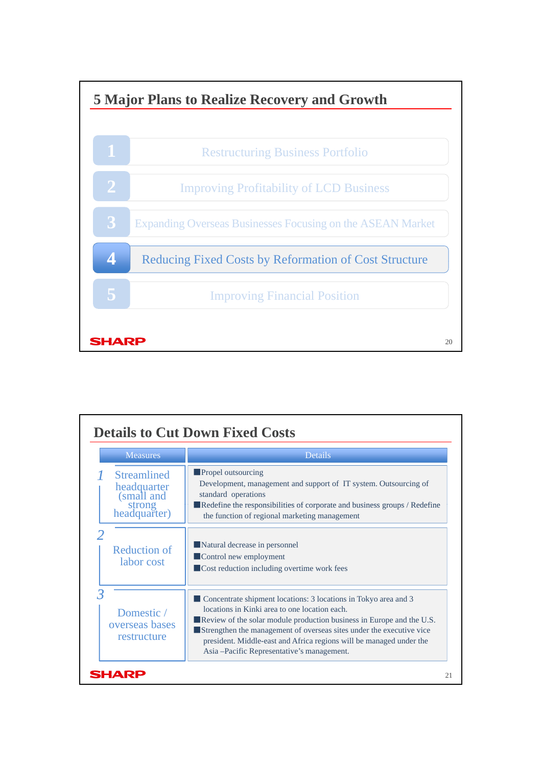## 5 Major Plans to Realize Recovery and Growth

1. Restructuring Business Portfolio
2. Improving Profitability of LCD Business
3. Expanding Overseas Businesses Focusing on the ASEAN Market
4. **Reducing Fixed Costs by Reformation of Cost Structure**
5. Improving Financial Position

## Details to Cut Down Fixed Costs

| Measures | Details |
|---|---|
| 1 Streamlined headquarter (small and strong headquarter) | ■Propel outsourcing<br>Development, management and support of IT system. Outsourcing of standard operations<br>■Redefine the responsibilities of corporate and business groups / Redefine the function of regional marketing management |
| 2 Reduction of labor cost | ■Natural decrease in personnel<br>■Control new employment<br>■Cost reduction including overtime work fees |
| 3 Domestic / overseas bases restructure | ■ Concentrate shipment locations: 3 locations in Tokyo area and 3 locations in Kinki area to one location each.<br>■Review of the solar module production business in Europe and the U.S.<br>■Strengthen the management of overseas sites under the executive vice president. Middle-east and Africa regions will be managed under the Asia –Pacific Representative's management. |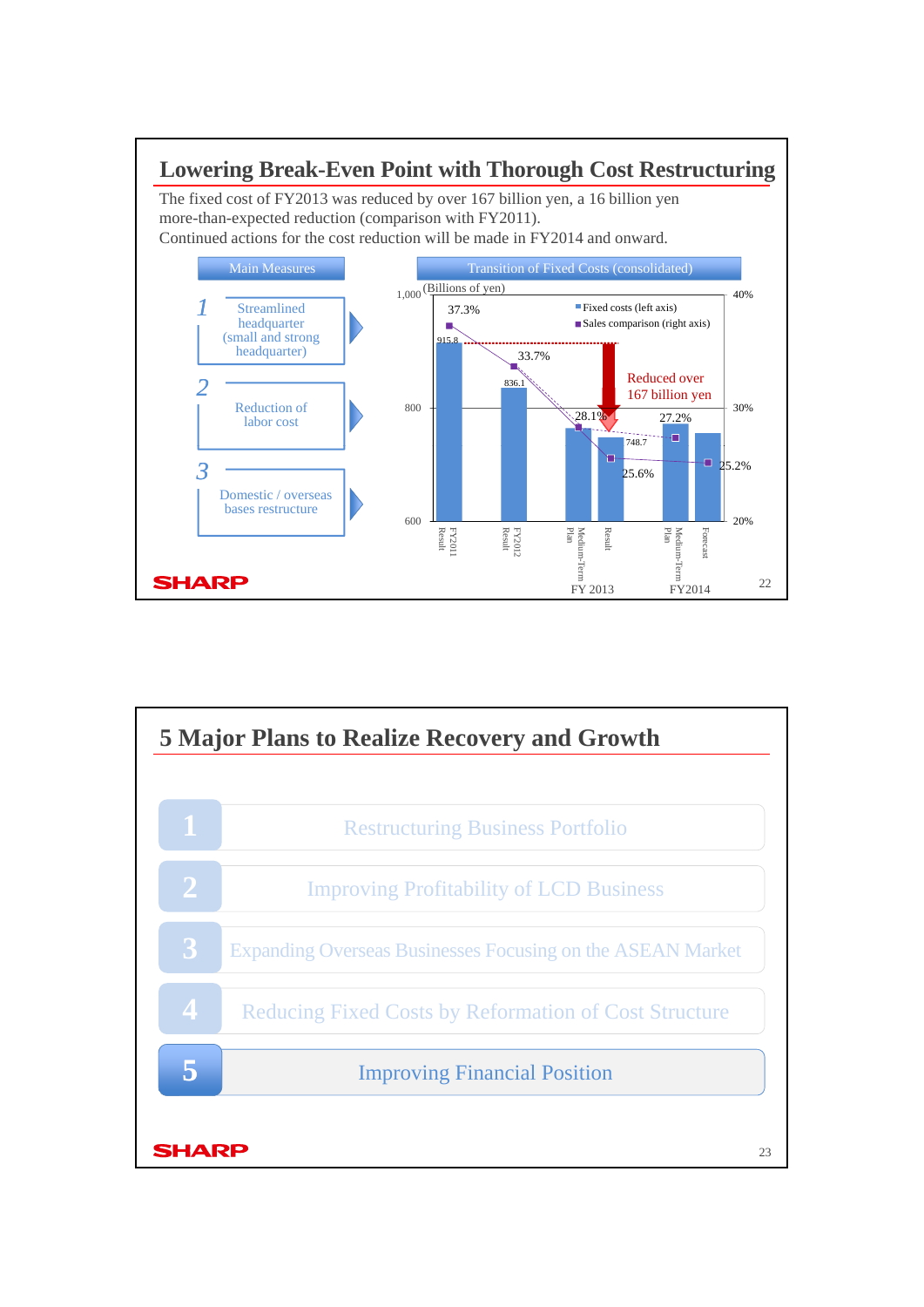## Lowering Break-Even Point with Thorough Cost Restructuring

The fixed cost of FY2013 was reduced by over 167 billion yen, a 16 billion yen more-than-expected reduction (comparison with FY2011).
Continued actions for the cost reduction will be made in FY2014 and onward.

**Main Measures**

1. Streamlined headquarter (small and strong headquarter)
2. Reduction of labor cost
3. Domestic / overseas bases restructure

**Transition of Fixed Costs (consolidated)**

(Billions of yen)

| | Fixed costs (left axis) | Sales comparison (right axis) |
|---|---|---|
| FY2011 Result | 915.8 | 37.3% |
| FY2012 Result | 836.1 | 33.7% |
| FY 2013 Medium-Term Plan | | 28.1% |
| FY 2013 Result | 748.7 | 25.6% |
| FY2014 Medium-Term Plan | | 27.2% |
| FY2014 Forecast | | 25.2% |

Reduced over 167 billion yen

## 5 Major Plans to Realize Recovery and Growth

1. Restructuring Business Portfolio
2. Improving Profitability of LCD Business
3. Expanding Overseas Businesses Focusing on the ASEAN Market
4. Reducing Fixed Costs by Reformation of Cost Structure
5. **Improving Financial Position**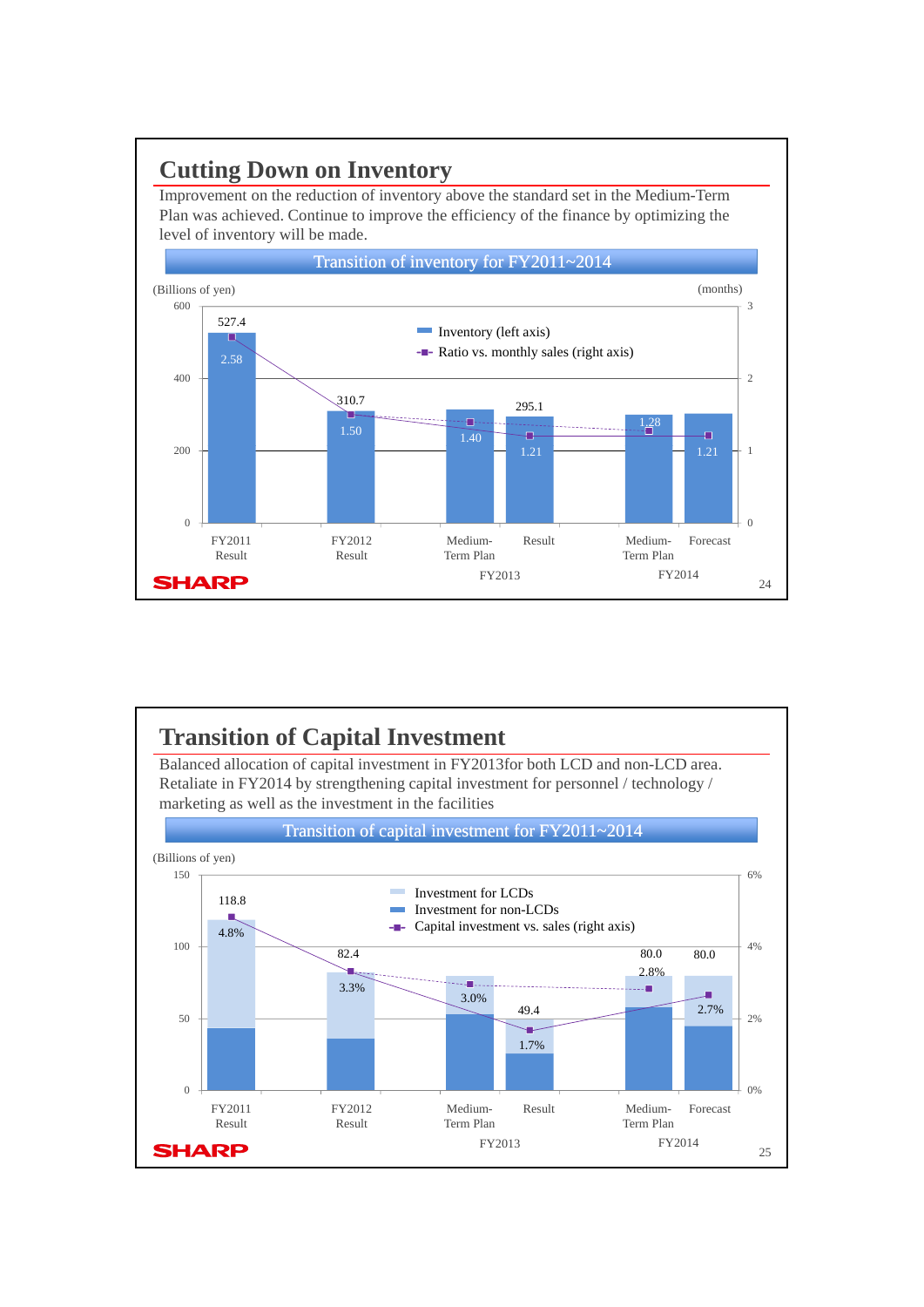## Cutting Down on Inventory

Improvement on the reduction of inventory above the standard set in the Medium-Term Plan was achieved. Continue to improve the efficiency of the finance by optimizing the level of inventory will be made.

**Transition of inventory for FY2011~2014**

(Billions of yen) / (months)

| | FY2011 Result | FY2012 Result | FY2013 Medium-Term Plan | FY2013 Result | FY2014 Medium-Term Plan | FY2014 Forecast |
|---|---|---|---|---|---|---|
| Inventory (left axis) | 527.4 | 310.7 | | 295.1 | | |
| Ratio vs. monthly sales (right axis) | 2.58 | 1.50 | 1.40 | 1.21 | 1.28 | 1.21 |

## Transition of Capital Investment

Balanced allocation of capital investment in FY2013for both LCD and non-LCD area. Retaliate in FY2014 by strengthening capital investment for personnel / technology / marketing as well as the investment in the facilities

**Transition of capital investment for FY2011~2014**

(Billions of yen)

| | FY2011 Result | FY2012 Result | FY2013 Medium-Term Plan | FY2013 Result | FY2014 Medium-Term Plan | FY2014 Forecast |
|---|---|---|---|---|---|---|
| Capital investment (Investment for LCDs + Investment for non-LCDs) | 118.8 | 82.4 | | 49.4 | 80.0 | 80.0 |
| Capital investment vs. sales (right axis) | 4.8% | 3.3% | 3.0% | 1.7% | 2.8% | 2.7% |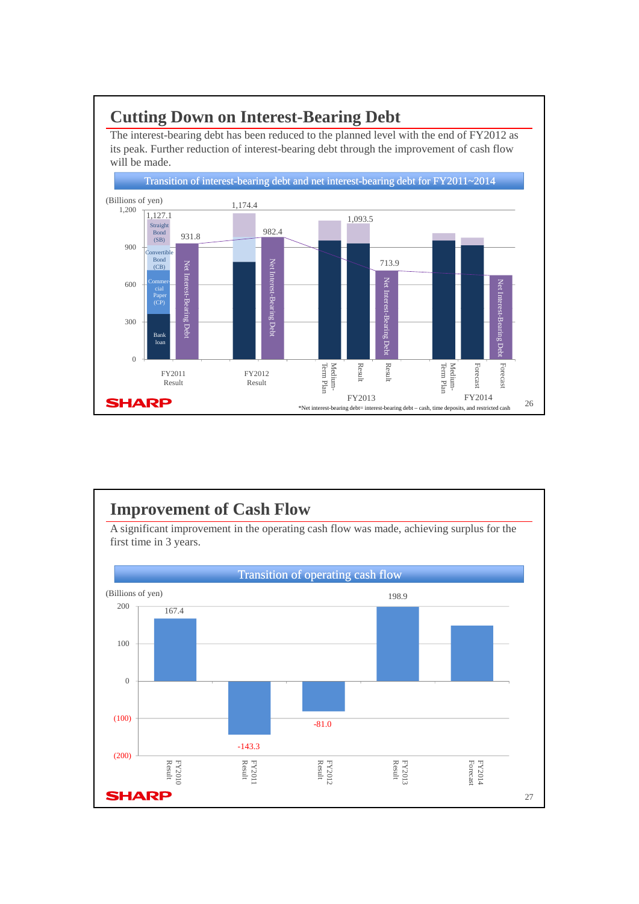# Cutting Down on Interest-Bearing Debt

The interest-bearing debt has been reduced to the planned level with the end of FY2012 as its peak. Further reduction of interest-bearing debt through the improvement of cash flow will be made.

**Transition of interest-bearing debt and net interest-bearing debt for FY2011~2014**

(Billions of yen)

| | Interest-Bearing Debt | Net Interest-Bearing Debt |
|---|---|---|
| FY2011 Result | 1,127.1 | 931.8 |
| FY2012 Result | 1,174.4 | 982.4 |
| FY2013 Medium-Term Plan | | |
| FY2013 Result | 1,093.5 | 713.9 |
| FY2014 Medium-Term Plan | | |
| FY2014 Forecast | | |

Interest-bearing debt components: Straight Bond (SB), Convertible Bond (CB), Commercial Paper (CP), Bank loan

*Net interest-bearing debt= interest-bearing debt – cash, time deposits, and restricted cash

# Improvement of Cash Flow

A significant improvement in the operating cash flow was made, achieving surplus for the first time in 3 years.

**Transition of operating cash flow**

(Billions of yen)

| | Operating cash flow |
|---|---|
| FY2010 Result | 167.4 |
| FY2011 Result | -143.3 |
| FY2012 Result | -81.0 |
| FY2013 Result | 198.9 |
| FY2014 Forecast | |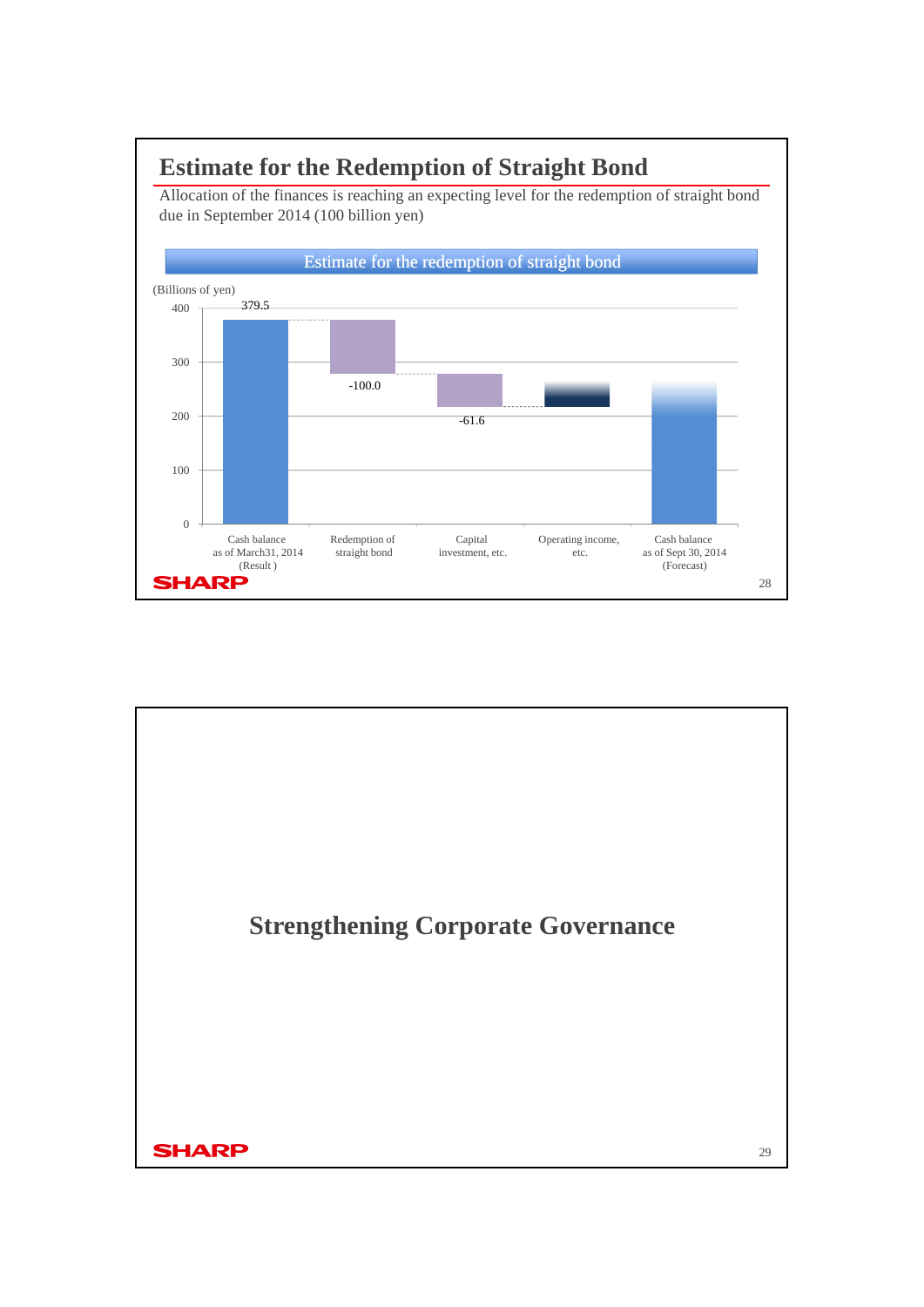# Estimate for the Redemption of Straight Bond

Allocation of the finances is reaching an expecting level for the redemption of straight bond due in September 2014 (100 billion yen)

## Estimate for the redemption of straight bond

(Billions of yen)

| Item | Value |
|---|---|
| Cash balance as of March31, 2014 (Result ) | 379.5 |
| Redemption of straight bond | -100.0 |
| Capital investment, etc. | -61.6 |
| Operating income, etc. | |
| Cash balance as of Sept 30, 2014 (Forecast) | |

# Strengthening Corporate Governance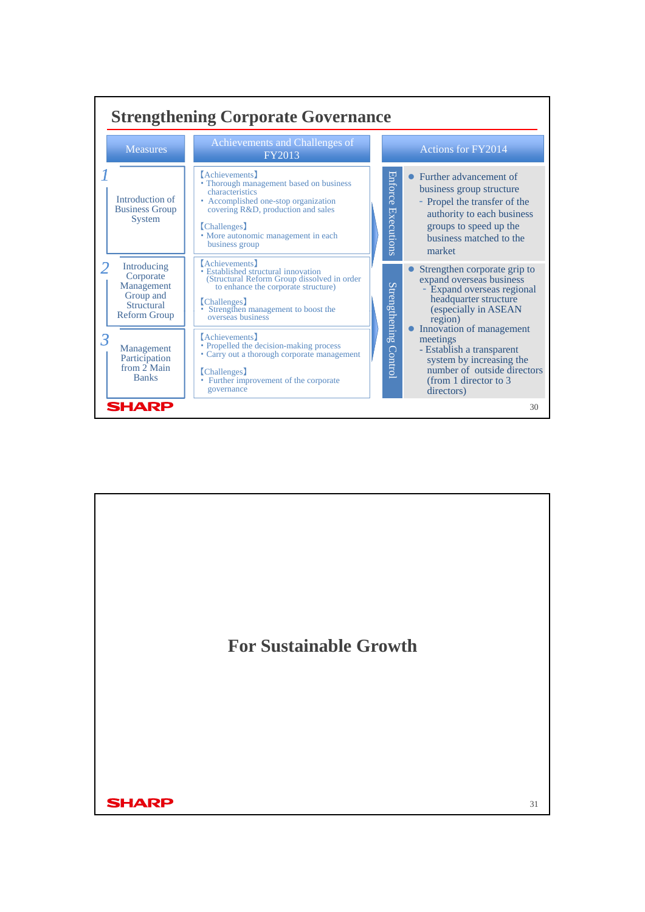## Strengthening Corporate Governance

| | Measures | Achievements and Challenges of FY2013 | | Actions for FY2014 |
|---|---|---|---|---|
| 1 | Introduction of Business Group System | 【Achievements】<br>• Thorough management based on business characteristics<br>• Accomplished one-stop organization covering R&D, production and sales<br><br>【Challenges】<br>• More autonomic management in each business group | Enforce Executions | ● Further advancement of business group structure<br>- Propel the transfer of the authority to each business groups to speed up the business matched to the market |
| 2 | Introducing Corporate Management Group and Structural Reform Group | 【Achievements】<br>• Established structural innovation (Structural Reform Group dissolved in order to enhance the corporate structure)<br><br>【Challenges】<br>• Strengthen management to boost the overseas business | Strengthening Control | ● Strengthen corporate grip to expand overseas business<br>- Expand overseas regional headquarter structure (especially in ASEAN region)<br>● Innovation of management meetings<br>- Establish a transparent system by increasing the number of outside directors (from 1 director to 3 directors) |
| 3 | Management Participation from 2 Main Banks | 【Achievements】<br>• Propelled the decision-making process<br>• Carry out a thorough corporate management<br><br>【Challenges】<br>• Further improvement of the corporate governance | | |

SHARP

# For Sustainable Growth

SHARP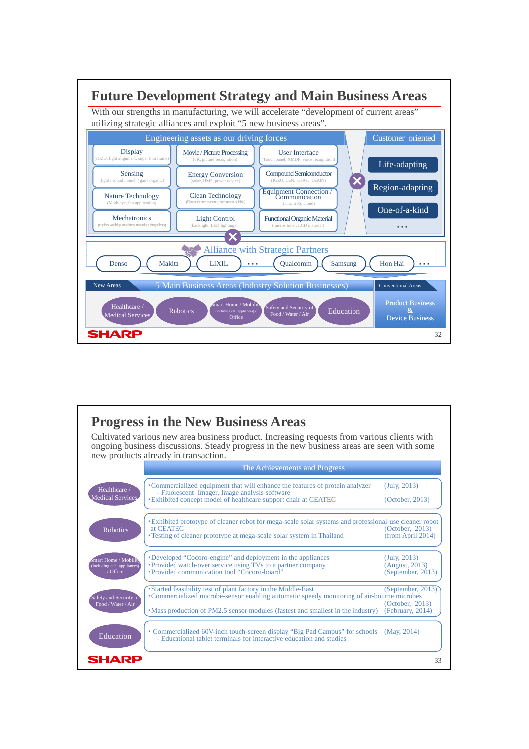# Future Development Strategy and Main Business Areas

With our strengths in manufacturing, we will accelerate "development of current areas" utilizing strategic alliances and exploit "5 new business areas".

**Engineering assets as our driving forces**

| | | |
|---|---|---|
| Display (IGZO, light alignment, super thin frame) | Movie / Picture Processing (8K, picture recognition) | User Interface (Touch panel, XMDF, voice recognition) |
| Sensing (light / sound / touch / gas / organic) | Energy Conversion (solar, HMS, power device) | Compound Semiconductor (IGZO, GaN, GaAs, GaAlN) |
| Nature Technology (Moth-eye, fan application) | Clean Technology (Plasmacluster, cyclone, micro nano bubble) | Equipment Connection / Communication (LTE, IrSS, cloud) |
| Mechatronics (copiers, washing machines, manufacturing robots) | Light Control (backlight, LED lighting) | Functional Organic Material (micros toner, LCD material) |

×

**Customer oriented**

- Life-adapting
- Region-adapting
- One-of-a-kind
- …

×

**Alliance with Strategic Partners**

Denso, Makita, LIXIL, …, Qualcomm, Samsung, Hon Hai, …

**New Areas — 5 Main Business Areas (Industry Solution Businesses)**

- Healthcare / Medical Services
- Robotics
- Smart Home / Mobility (including car appliances) / Office
- Safety and Security of Food / Water / Air
- Education

**Conventional Areas**

- Product Business & Device Business

# Progress in the New Business Areas

Cultivated various new area business product. Increasing requests from various clients with ongoing business discussions. Steady progress in the new business areas are seen with some new products already in transaction.

| | The Achievements and Progress | |
|---|---|---|
| Healthcare / Medical Services | ・Commercialized equipment that will enhance the features of protein analyzer<br>- Fluorescent Imager, Image analysis software<br>・Exhibited concept model of healthcare support chair at CEATEC | (July, 2013)<br><br>(October, 2013) |
| Robotics | ・Exhibited prototype of cleaner robot for mega-scale solar systems and professional-use cleaner robot at CEATEC<br>・Testing of cleaner prototype at mega-scale solar system in Thailand | (October, 2013)<br>(from April 2014) |
| Smart Home / Mobility (including car appliances) / Office | ・Developed "Cocoro-engine" and deployment in the appliances<br>・Provided watch-over service using TVs to a partner company<br>・Provided communication tool "Cocoro-board" | (July, 2013)<br>(August, 2013)<br>(September, 2013) |
| Safety and Security of Food / Water / Air | ・Started feasibility test of plant factory in the Middle-East<br>・Commercialized microbe-sensor enabling automatic speedy monitoring of air-bourne microbes<br>・Mass production of PM2.5 sensor modules (fastest and smallest in the industry) | (September, 2013)<br>(October, 2013)<br>(February, 2014) |
| Education | ・Commercialized 60V-inch touch-screen display "Big Pad Campus" for schools<br>- Educational tablet terminals for interactive education and studies | (May, 2014) |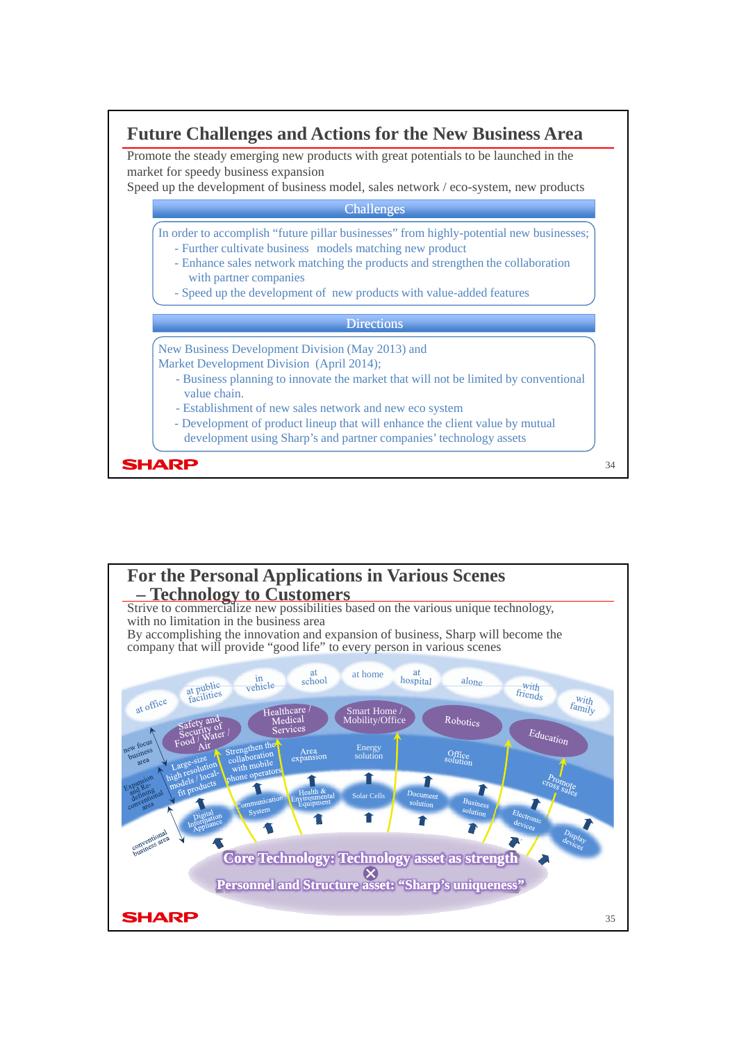## Future Challenges and Actions for the New Business Area

Promote the steady emerging new products with great potentials to be launched in the market for speedy business expansion

Speed up the development of business model, sales network / eco-system, new products

**Challenges**

In order to accomplish "future pillar businesses" from highly-potential new businesses;

- Further cultivate business models matching new product
- Enhance sales network matching the products and strengthen the collaboration with partner companies
- Speed up the development of new products with value-added features

**Directions**

New Business Development Division (May 2013) and Market Development Division (April 2014);

- Business planning to innovate the market that will not be limited by conventional value chain.
- Establishment of new sales network and new eco system
- Development of product lineup that will enhance the client value by mutual development using Sharp's and partner companies' technology assets

## For the Personal Applications in Various Scenes – Technology to Customers

Strive to commercialize new possibilities based on the various unique technology, with no limitation in the business area

By accomplishing the innovation and expansion of business, Sharp will become the company that will provide "good life" to every person in various scenes

at office, at public facilities, in vehicle, at school, at home, at hospital, alone, with friends, with family

new focus business area: Safety and Security of Food / Water / Air; Healthcare / Medical Services; Smart Home / Mobility/Office; Robotics; Education

Expansion and Re-defining conventional area: Large-size high resolution models / local-fit products; Strengthen the collaboration with mobile phone operators; Area expansion; Energy solution; Office solution; Promote cross sales

conventional business area: Digital Information Appliance; Communication System; Health & Environmental Equipment; Solar Cells; Document solution; Business solution; Electronic devices; Display devices

**Core Technology: Technology asset as strength**

⊗

**Personnel and Structure asset: "Sharp's uniqueness"**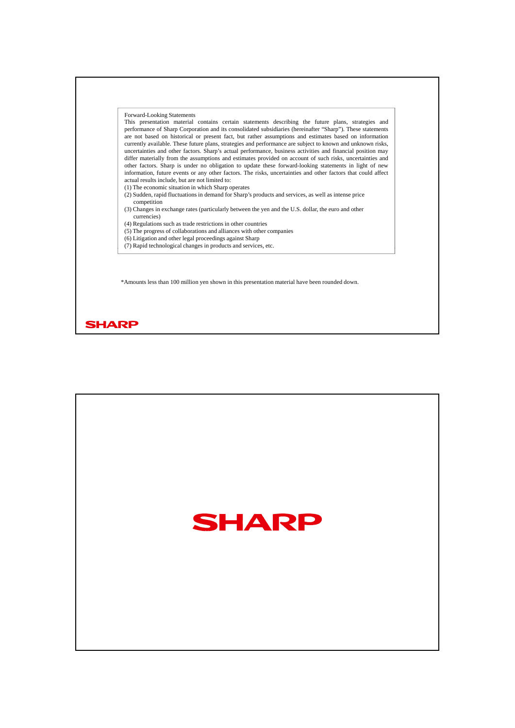Forward-Looking Statements

This presentation material contains certain statements describing the future plans, strategies and performance of Sharp Corporation and its consolidated subsidiaries (hereinafter "Sharp"). These statements are not based on historical or present fact, but rather assumptions and estimates based on information currently available. These future plans, strategies and performance are subject to known and unknown risks, uncertainties and other factors. Sharp's actual performance, business activities and financial position may differ materially from the assumptions and estimates provided on account of such risks, uncertainties and other factors. Sharp is under no obligation to update these forward-looking statements in light of new information, future events or any other factors. The risks, uncertainties and other factors that could affect actual results include, but are not limited to:

(1) The economic situation in which Sharp operates
(2) Sudden, rapid fluctuations in demand for Sharp's products and services, as well as intense price competition
(3) Changes in exchange rates (particularly between the yen and the U.S. dollar, the euro and other currencies)
(4) Regulations such as trade restrictions in other countries
(5) The progress of collaborations and alliances with other companies
(6) Litigation and other legal proceedings against Sharp
(7) Rapid technological changes in products and services, etc.

*Amounts less than 100 million yen shown in this presentation material have been rounded down.

SHARP

SHARP